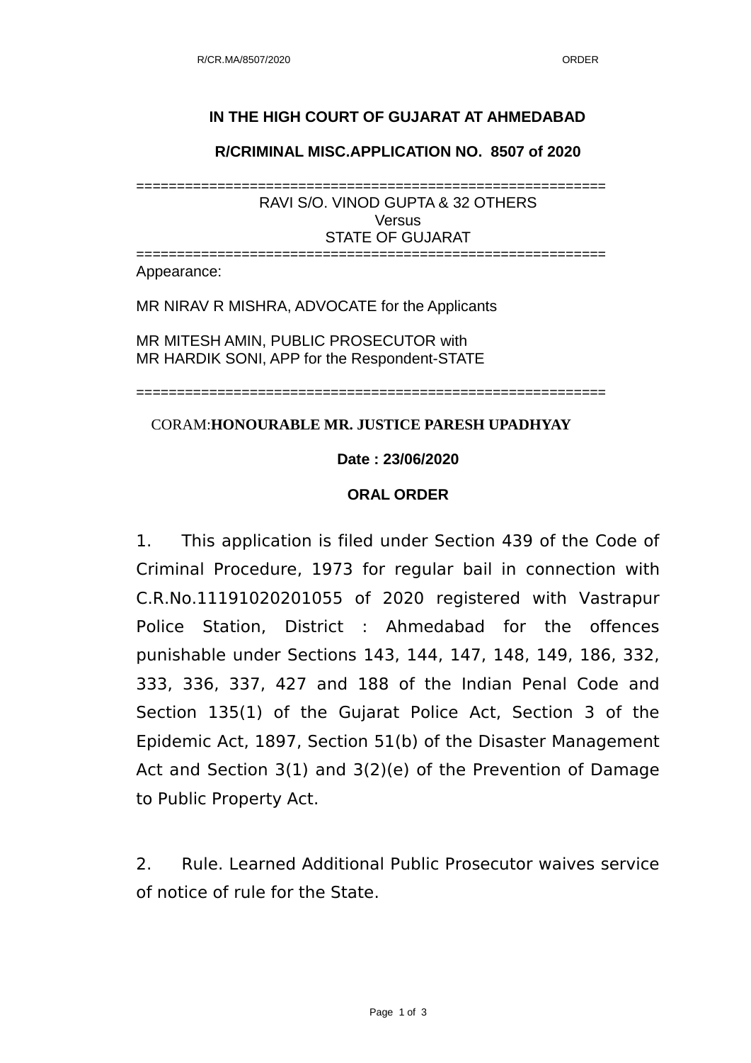**IN THE HIGH COURT OF GUJARAT AT AHMEDABAD**

**R/CRIMINAL MISC.APPLICATION NO. 8507 of 2020**

==========================================================

RAVI S/O. VINOD GUPTA & 32 OTHERS
Versus
STATE OF GUJARAT

==========================================================

Appearance:

MR NIRAV R MISHRA, ADVOCATE for the Applicants

MR MITESH AMIN, PUBLIC PROSECUTOR with
MR HARDIK SONI, APP for the Respondent-STATE

==========================================================

CORAM:**HONOURABLE MR. JUSTICE PARESH UPADHYAY**

**Date : 23/06/2020**

**ORAL ORDER**

1. This application is filed under Section 439 of the Code of Criminal Procedure, 1973 for regular bail in connection with C.R.No.11191020201055 of 2020 registered with Vastrapur Police Station, District : Ahmedabad for the offences punishable under Sections 143, 144, 147, 148, 149, 186, 332, 333, 336, 337, 427 and 188 of the Indian Penal Code and Section 135(1) of the Gujarat Police Act, Section 3 of the Epidemic Act, 1897, Section 51(b) of the Disaster Management Act and Section 3(1) and 3(2)(e) of the Prevention of Damage to Public Property Act.

2. Rule. Learned Additional Public Prosecutor waives service of notice of rule for the State.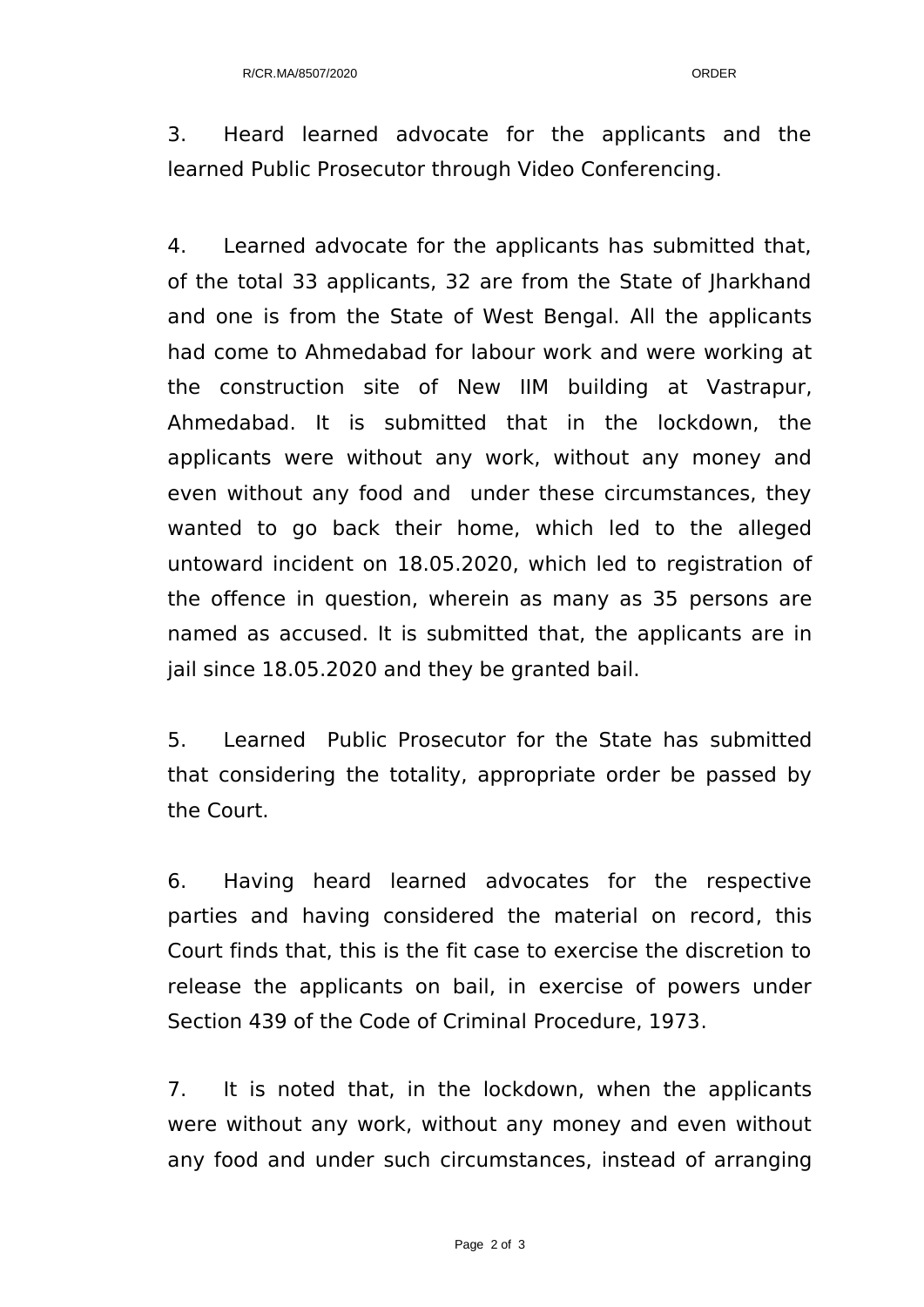3. Heard learned advocate for the applicants and the learned Public Prosecutor through Video Conferencing.

4. Learned advocate for the applicants has submitted that, of the total 33 applicants, 32 are from the State of Jharkhand and one is from the State of West Bengal. All the applicants had come to Ahmedabad for labour work and were working at the construction site of New IIM building at Vastrapur, Ahmedabad. It is submitted that in the lockdown, the applicants were without any work, without any money and even without any food and under these circumstances, they wanted to go back their home, which led to the alleged untoward incident on 18.05.2020, which led to registration of the offence in question, wherein as many as 35 persons are named as accused. It is submitted that, the applicants are in jail since 18.05.2020 and they be granted bail.

5. Learned Public Prosecutor for the State has submitted that considering the totality, appropriate order be passed by the Court.

6. Having heard learned advocates for the respective parties and having considered the material on record, this Court finds that, this is the fit case to exercise the discretion to release the applicants on bail, in exercise of powers under Section 439 of the Code of Criminal Procedure, 1973.

7. It is noted that, in the lockdown, when the applicants were without any work, without any money and even without any food and under such circumstances, instead of arranging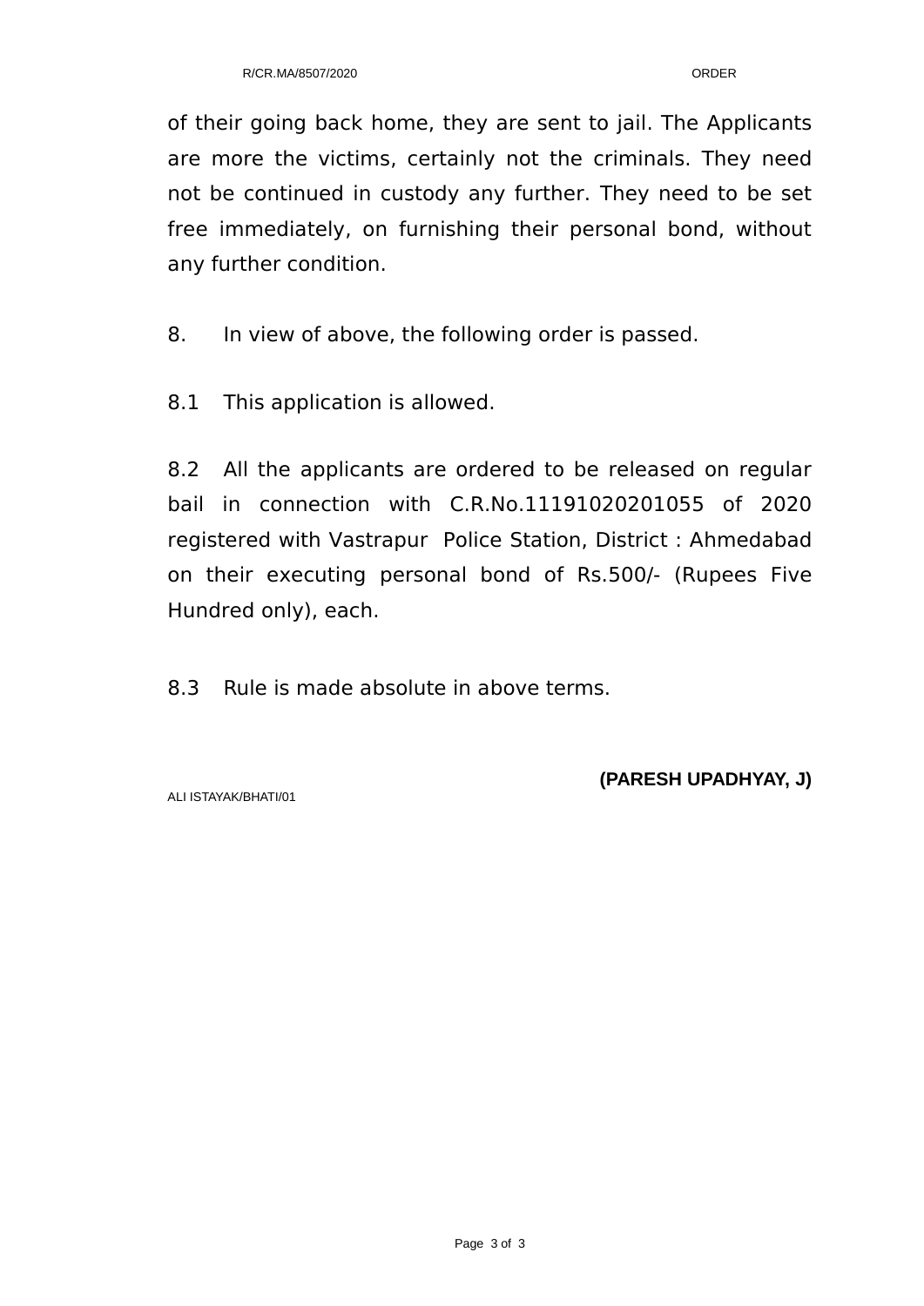of their going back home, they are sent to jail. The Applicants are more the victims, certainly not the criminals. They need not be continued in custody any further. They need to be set free immediately, on furnishing their personal bond, without any further condition.

8. In view of above, the following order is passed.

8.1 This application is allowed.

8.2 All the applicants are ordered to be released on regular bail in connection with C.R.No.11191020201055 of 2020 registered with Vastrapur Police Station, District : Ahmedabad on their executing personal bond of Rs.500/- (Rupees Five Hundred only), each.

8.3 Rule is made absolute in above terms.

**(PARESH UPADHYAY, J)**

ALI ISTAYAK/BHATI/01